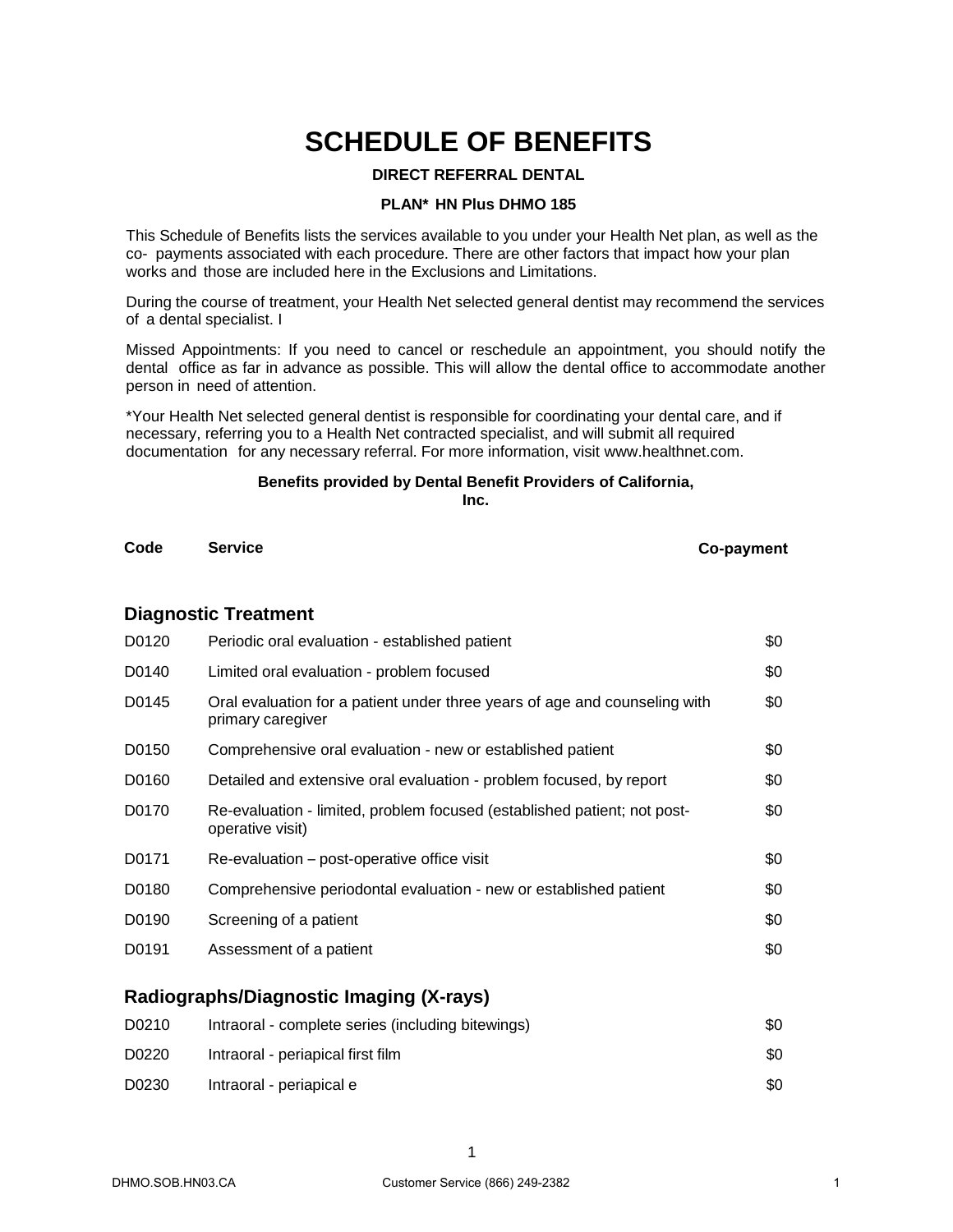# SCHEDULE OF BENEFITS

**DIRECT REFERRAL DENTAL**

**PLAN* HN Plus DHMO 185**

This Schedule of Benefits lists the services available to you under your Health Net plan, as well as the co- payments associated with each procedure. There are other factors that impact how your plan works and those are included here in the Exclusions and Limitations.

During the course of treatment, your Health Net selected general dentist may recommend the services of a dental specialist. I

Missed Appointments: If you need to cancel or reschedule an appointment, you should notify the dental office as far in advance as possible. This will allow the dental office to accommodate another person in need of attention.

*Your Health Net selected general dentist is responsible for coordinating your dental care, and if necessary, referring you to a Health Net contracted specialist, and will submit all required documentation for any necessary referral. For more information, visit www.healthnet.com.

**Benefits provided by Dental Benefit Providers of California, Inc.**

| Code | Service | Co-payment |
|---|---|---|
| | **Diagnostic Treatment** | |
| D0120 | Periodic oral evaluation - established patient | $0 |
| D0140 | Limited oral evaluation - problem focused | $0 |
| D0145 | Oral evaluation for a patient under three years of age and counseling with primary caregiver | $0 |
| D0150 | Comprehensive oral evaluation - new or established patient | $0 |
| D0160 | Detailed and extensive oral evaluation - problem focused, by report | $0 |
| D0170 | Re-evaluation - limited, problem focused (established patient; not post-operative visit) | $0 |
| D0171 | Re-evaluation – post-operative office visit | $0 |
| D0180 | Comprehensive periodontal evaluation - new or established patient | $0 |
| D0190 | Screening of a patient | $0 |
| D0191 | Assessment of a patient | $0 |
| | **Radiographs/Diagnostic Imaging (X-rays)** | |
| D0210 | Intraoral - complete series (including bitewings) | $0 |
| D0220 | Intraoral - periapical first film | $0 |
| D0230 | Intraoral - periapical e | $0 |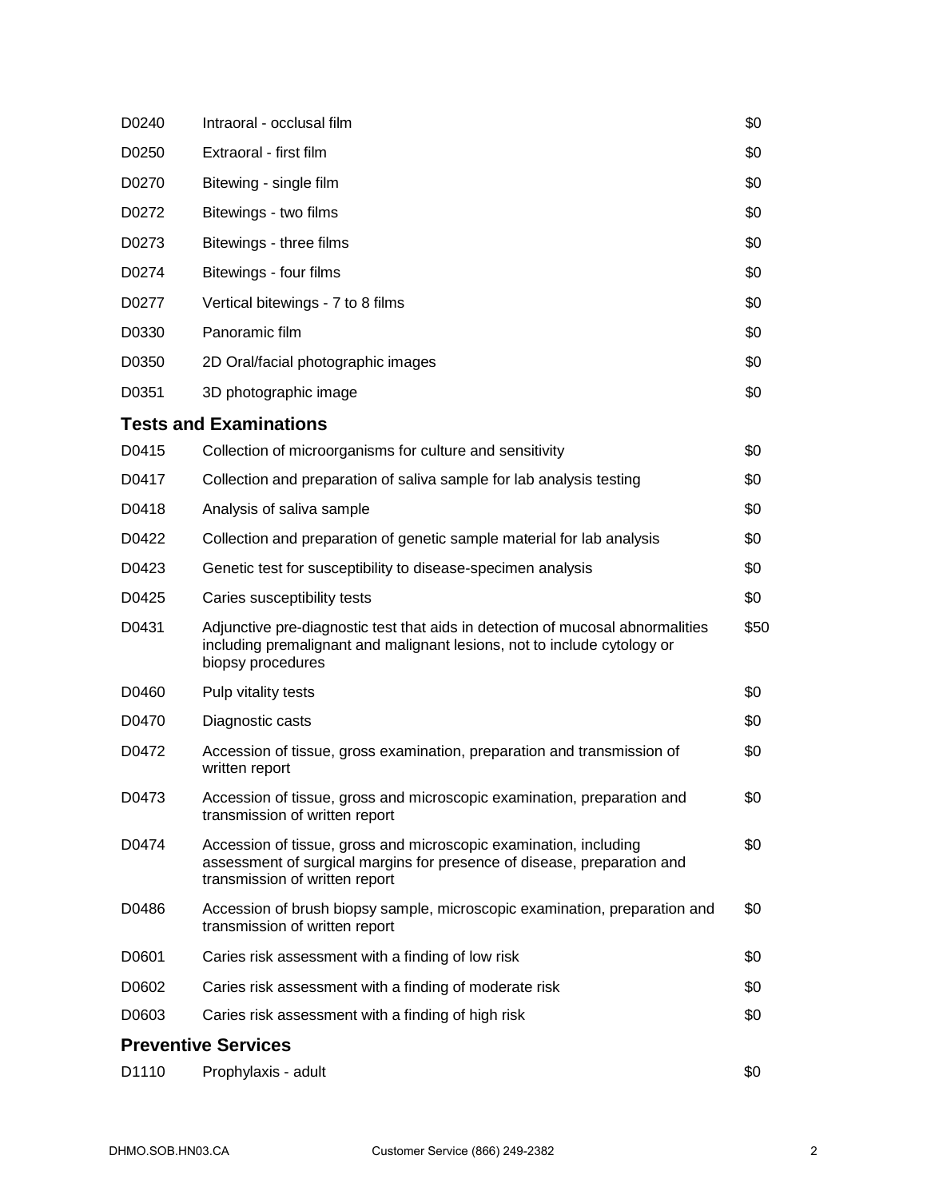| | | |
|---|---|---|
| D0240 | Intraoral - occlusal film | $0 |
| D0250 | Extraoral - first film | $0 |
| D0270 | Bitewing - single film | $0 |
| D0272 | Bitewings - two films | $0 |
| D0273 | Bitewings - three films | $0 |
| D0274 | Bitewings - four films | $0 |
| D0277 | Vertical bitewings - 7 to 8 films | $0 |
| D0330 | Panoramic film | $0 |
| D0350 | 2D Oral/facial photographic images | $0 |
| D0351 | 3D photographic image | $0 |

### Tests and Examinations

| | | |
|---|---|---|
| D0415 | Collection of microorganisms for culture and sensitivity | $0 |
| D0417 | Collection and preparation of saliva sample for lab analysis testing | $0 |
| D0418 | Analysis of saliva sample | $0 |
| D0422 | Collection and preparation of genetic sample material for lab analysis | $0 |
| D0423 | Genetic test for susceptibility to disease-specimen analysis | $0 |
| D0425 | Caries susceptibility tests | $0 |
| D0431 | Adjunctive pre-diagnostic test that aids in detection of mucosal abnormalities including premalignant and malignant lesions, not to include cytology or biopsy procedures | $50 |
| D0460 | Pulp vitality tests | $0 |
| D0470 | Diagnostic casts | $0 |
| D0472 | Accession of tissue, gross examination, preparation and transmission of written report | $0 |
| D0473 | Accession of tissue, gross and microscopic examination, preparation and transmission of written report | $0 |
| D0474 | Accession of tissue, gross and microscopic examination, including assessment of surgical margins for presence of disease, preparation and transmission of written report | $0 |
| D0486 | Accession of brush biopsy sample, microscopic examination, preparation and transmission of written report | $0 |
| D0601 | Caries risk assessment with a finding of low risk | $0 |
| D0602 | Caries risk assessment with a finding of moderate risk | $0 |
| D0603 | Caries risk assessment with a finding of high risk | $0 |

### Preventive Services

| | | |
|---|---|---|
| D1110 | Prophylaxis - adult | $0 |

DHMO.SOB.HN03.CA Customer Service (866) 249-2382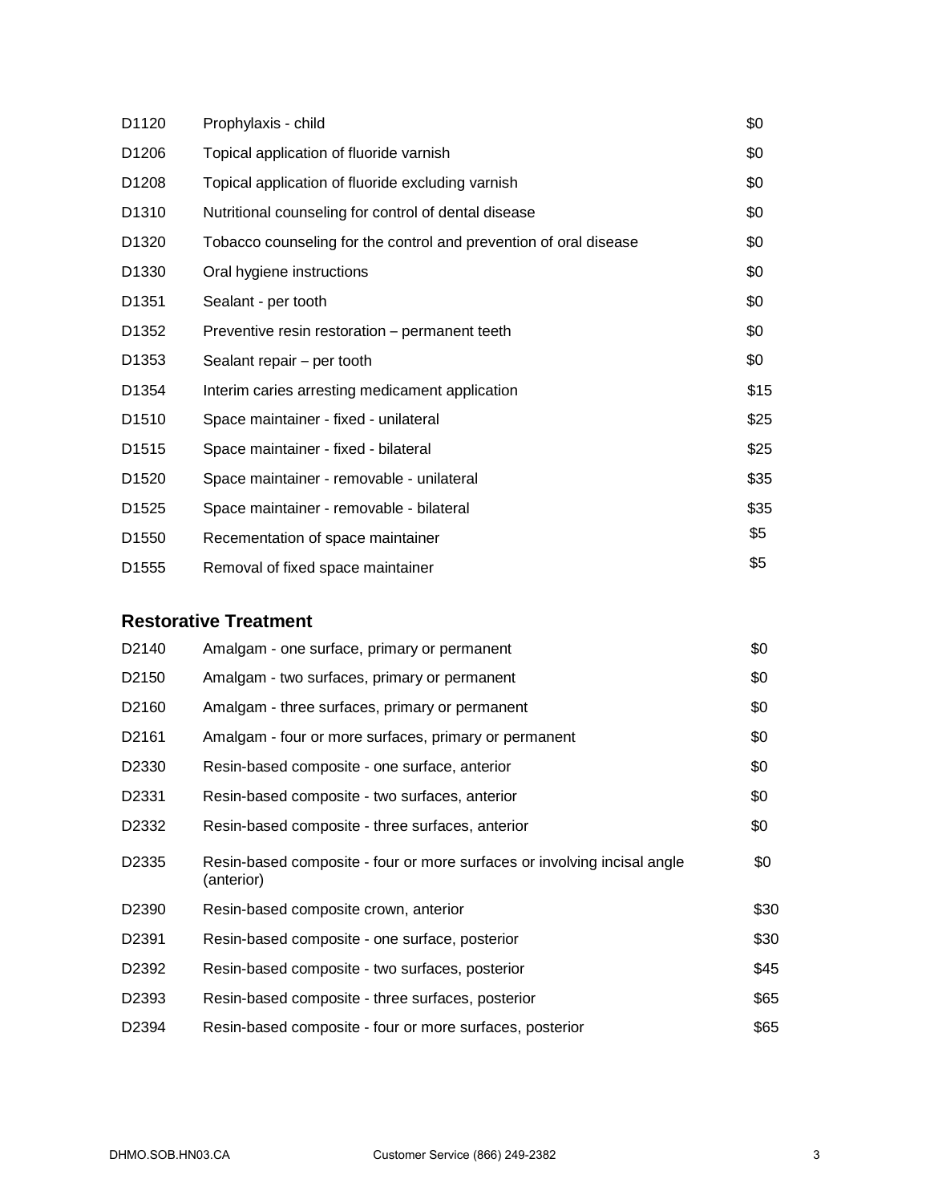| | | |
|---|---|---|
| D1120 | Prophylaxis - child | $0 |
| D1206 | Topical application of fluoride varnish | $0 |
| D1208 | Topical application of fluoride excluding varnish | $0 |
| D1310 | Nutritional counseling for control of dental disease | $0 |
| D1320 | Tobacco counseling for the control and prevention of oral disease | $0 |
| D1330 | Oral hygiene instructions | $0 |
| D1351 | Sealant - per tooth | $0 |
| D1352 | Preventive resin restoration – permanent teeth | $0 |
| D1353 | Sealant repair – per tooth | $0 |
| D1354 | Interim caries arresting medicament application | $15 |
| D1510 | Space maintainer - fixed - unilateral | $25 |
| D1515 | Space maintainer - fixed - bilateral | $25 |
| D1520 | Space maintainer - removable - unilateral | $35 |
| D1525 | Space maintainer - removable - bilateral | $35 |
| D1550 | Recementation of space maintainer | $5 |
| D1555 | Removal of fixed space maintainer | $5 |

### Restorative Treatment

| | | |
|---|---|---|
| D2140 | Amalgam - one surface, primary or permanent | $0 |
| D2150 | Amalgam - two surfaces, primary or permanent | $0 |
| D2160 | Amalgam - three surfaces, primary or permanent | $0 |
| D2161 | Amalgam - four or more surfaces, primary or permanent | $0 |
| D2330 | Resin-based composite - one surface, anterior | $0 |
| D2331 | Resin-based composite - two surfaces, anterior | $0 |
| D2332 | Resin-based composite - three surfaces, anterior | $0 |
| D2335 | Resin-based composite - four or more surfaces or involving incisal angle (anterior) | $0 |
| D2390 | Resin-based composite crown, anterior | $30 |
| D2391 | Resin-based composite - one surface, posterior | $30 |
| D2392 | Resin-based composite - two surfaces, posterior | $45 |
| D2393 | Resin-based composite - three surfaces, posterior | $65 |
| D2394 | Resin-based composite - four or more surfaces, posterior | $65 |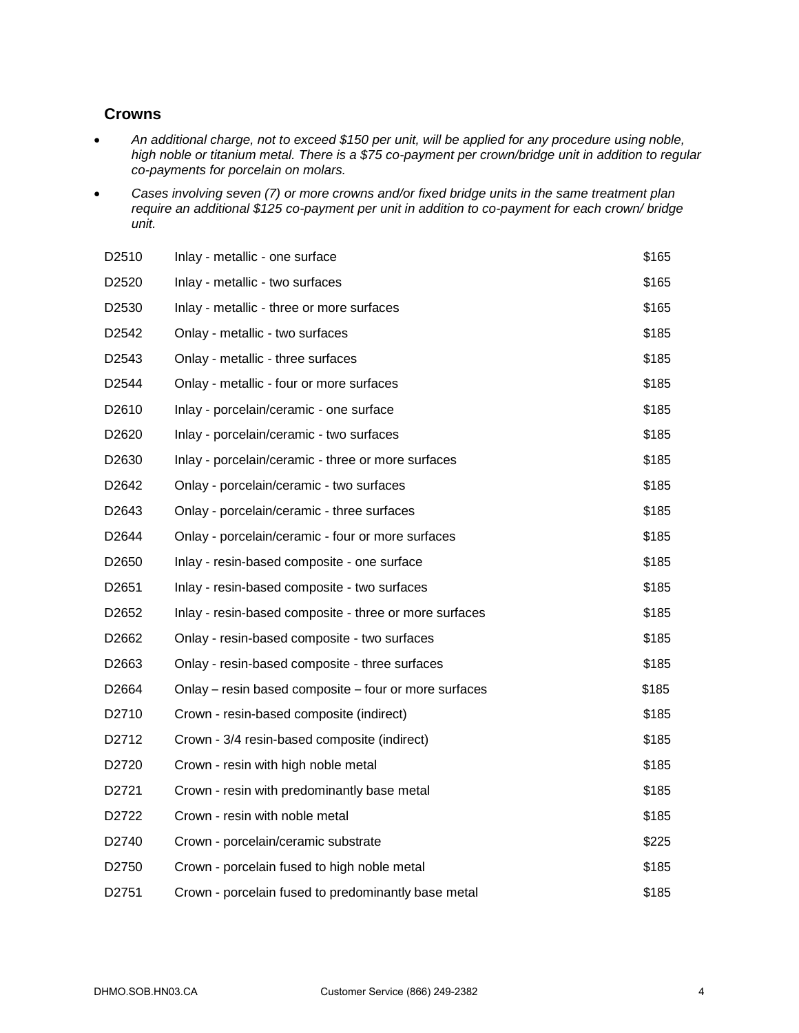## Crowns

- *An additional charge, not to exceed $150 per unit, will be applied for any procedure using noble, high noble or titanium metal. There is a $75 co-payment per crown/bridge unit in addition to regular co-payments for porcelain on molars.*
- *Cases involving seven (7) or more crowns and/or fixed bridge units in the same treatment plan require an additional $125 co-payment per unit in addition to co-payment for each crown/ bridge unit.*

| | | |
|---|---|---|
| D2510 | Inlay - metallic - one surface | $165 |
| D2520 | Inlay - metallic - two surfaces | $165 |
| D2530 | Inlay - metallic - three or more surfaces | $165 |
| D2542 | Onlay - metallic - two surfaces | $185 |
| D2543 | Onlay - metallic - three surfaces | $185 |
| D2544 | Onlay - metallic - four or more surfaces | $185 |
| D2610 | Inlay - porcelain/ceramic - one surface | $185 |
| D2620 | Inlay - porcelain/ceramic - two surfaces | $185 |
| D2630 | Inlay - porcelain/ceramic - three or more surfaces | $185 |
| D2642 | Onlay - porcelain/ceramic - two surfaces | $185 |
| D2643 | Onlay - porcelain/ceramic - three surfaces | $185 |
| D2644 | Onlay - porcelain/ceramic - four or more surfaces | $185 |
| D2650 | Inlay - resin-based composite - one surface | $185 |
| D2651 | Inlay - resin-based composite - two surfaces | $185 |
| D2652 | Inlay - resin-based composite - three or more surfaces | $185 |
| D2662 | Onlay - resin-based composite - two surfaces | $185 |
| D2663 | Onlay - resin-based composite - three surfaces | $185 |
| D2664 | Onlay – resin based composite – four or more surfaces | $185 |
| D2710 | Crown - resin-based composite (indirect) | $185 |
| D2712 | Crown - 3/4 resin-based composite (indirect) | $185 |
| D2720 | Crown - resin with high noble metal | $185 |
| D2721 | Crown - resin with predominantly base metal | $185 |
| D2722 | Crown - resin with noble metal | $185 |
| D2740 | Crown - porcelain/ceramic substrate | $225 |
| D2750 | Crown - porcelain fused to high noble metal | $185 |
| D2751 | Crown - porcelain fused to predominantly base metal | $185 |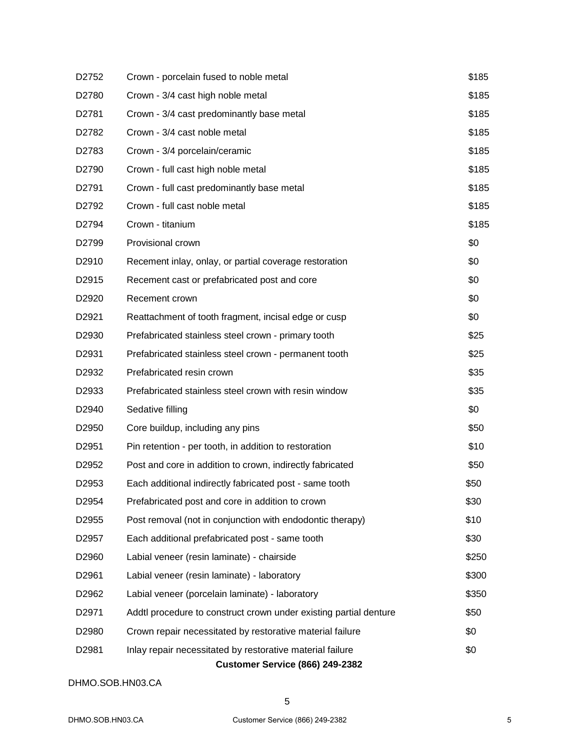| | | |
|---|---|---|
| D2752 | Crown - porcelain fused to noble metal | $185 |
| D2780 | Crown - 3/4 cast high noble metal | $185 |
| D2781 | Crown - 3/4 cast predominantly base metal | $185 |
| D2782 | Crown - 3/4 cast noble metal | $185 |
| D2783 | Crown - 3/4 porcelain/ceramic | $185 |
| D2790 | Crown - full cast high noble metal | $185 |
| D2791 | Crown - full cast predominantly base metal | $185 |
| D2792 | Crown - full cast noble metal | $185 |
| D2794 | Crown - titanium | $185 |
| D2799 | Provisional crown | $0 |
| D2910 | Recement inlay, onlay, or partial coverage restoration | $0 |
| D2915 | Recement cast or prefabricated post and core | $0 |
| D2920 | Recement crown | $0 |
| D2921 | Reattachment of tooth fragment, incisal edge or cusp | $0 |
| D2930 | Prefabricated stainless steel crown - primary tooth | $25 |
| D2931 | Prefabricated stainless steel crown - permanent tooth | $25 |
| D2932 | Prefabricated resin crown | $35 |
| D2933 | Prefabricated stainless steel crown with resin window | $35 |
| D2940 | Sedative filling | $0 |
| D2950 | Core buildup, including any pins | $50 |
| D2951 | Pin retention - per tooth, in addition to restoration | $10 |
| D2952 | Post and core in addition to crown, indirectly fabricated | $50 |
| D2953 | Each additional indirectly fabricated post - same tooth | $50 |
| D2954 | Prefabricated post and core in addition to crown | $30 |
| D2955 | Post removal (not in conjunction with endodontic therapy) | $10 |
| D2957 | Each additional prefabricated post - same tooth | $30 |
| D2960 | Labial veneer (resin laminate) - chairside | $250 |
| D2961 | Labial veneer (resin laminate) - laboratory | $300 |
| D2962 | Labial veneer (porcelain laminate) - laboratory | $350 |
| D2971 | Addtl procedure to construct crown under existing partial denture | $50 |
| D2980 | Crown repair necessitated by restorative material failure | $0 |
| D2981 | Inlay repair necessitated by restorative material failure | $0 |

**Customer Service (866) 249-2382**

DHMO.SOB.HN03.CA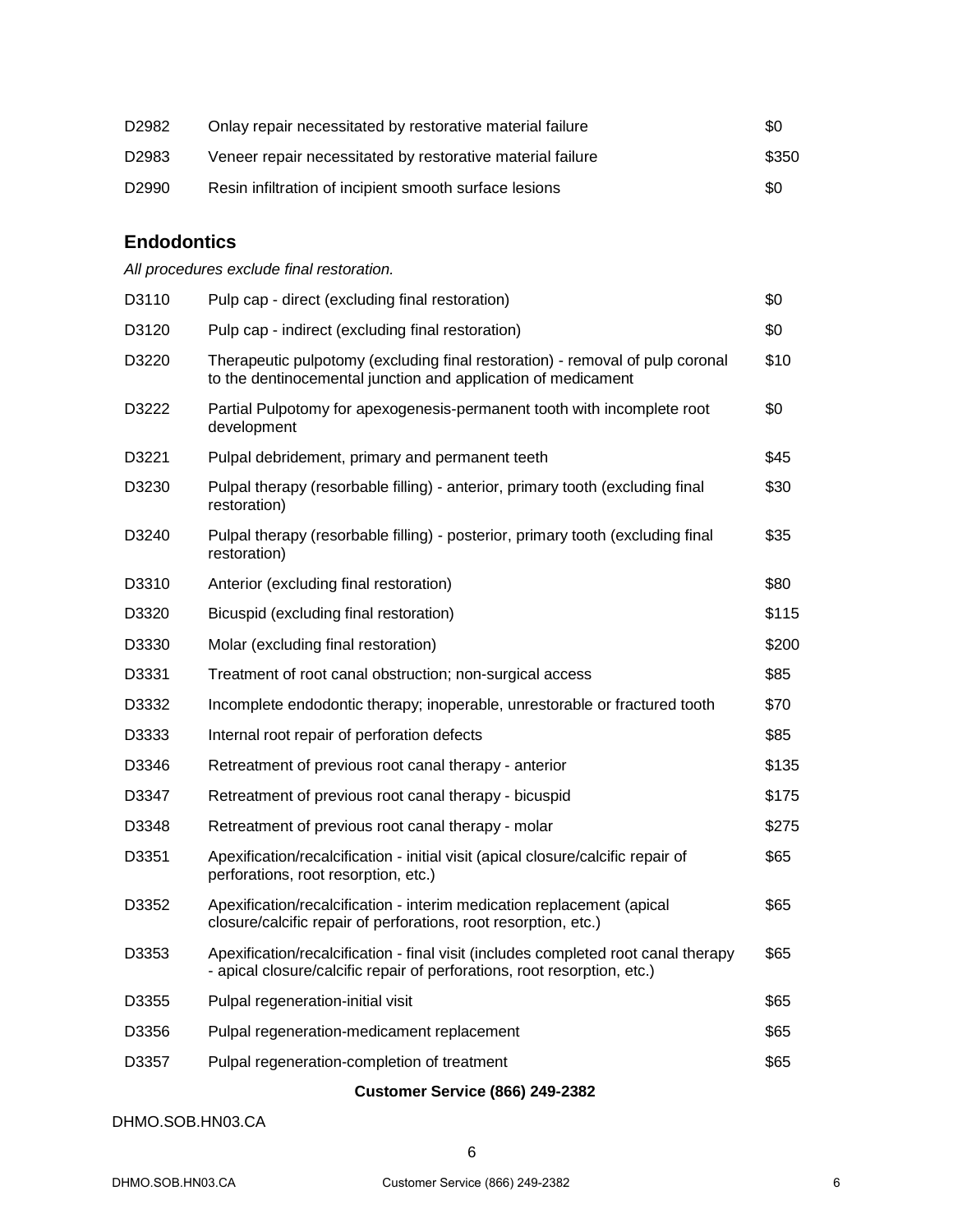| | | |
|---|---|---|
| D2982 | Onlay repair necessitated by restorative material failure | $0 |
| D2983 | Veneer repair necessitated by restorative material failure | $350 |
| D2990 | Resin infiltration of incipient smooth surface lesions | $0 |

## Endodontics

*All procedures exclude final restoration.*

| | | |
|---|---|---|
| D3110 | Pulp cap - direct (excluding final restoration) | $0 |
| D3120 | Pulp cap - indirect (excluding final restoration) | $0 |
| D3220 | Therapeutic pulpotomy (excluding final restoration) - removal of pulp coronal to the dentinocemental junction and application of medicament | $10 |
| D3222 | Partial Pulpotomy for apexogenesis-permanent tooth with incomplete root development | $0 |
| D3221 | Pulpal debridement, primary and permanent teeth | $45 |
| D3230 | Pulpal therapy (resorbable filling) - anterior, primary tooth (excluding final restoration) | $30 |
| D3240 | Pulpal therapy (resorbable filling) - posterior, primary tooth (excluding final restoration) | $35 |
| D3310 | Anterior (excluding final restoration) | $80 |
| D3320 | Bicuspid (excluding final restoration) | $115 |
| D3330 | Molar (excluding final restoration) | $200 |
| D3331 | Treatment of root canal obstruction; non-surgical access | $85 |
| D3332 | Incomplete endodontic therapy; inoperable, unrestorable or fractured tooth | $70 |
| D3333 | Internal root repair of perforation defects | $85 |
| D3346 | Retreatment of previous root canal therapy - anterior | $135 |
| D3347 | Retreatment of previous root canal therapy - bicuspid | $175 |
| D3348 | Retreatment of previous root canal therapy - molar | $275 |
| D3351 | Apexification/recalcification - initial visit (apical closure/calcific repair of perforations, root resorption, etc.) | $65 |
| D3352 | Apexification/recalcification - interim medication replacement (apical closure/calcific repair of perforations, root resorption, etc.) | $65 |
| D3353 | Apexification/recalcification - final visit (includes completed root canal therapy - apical closure/calcific repair of perforations, root resorption, etc.) | $65 |
| D3355 | Pulpal regeneration-initial visit | $65 |
| D3356 | Pulpal regeneration-medicament replacement | $65 |
| D3357 | Pulpal regeneration-completion of treatment | $65 |

**Customer Service (866) 249-2382**

DHMO.SOB.HN03.CA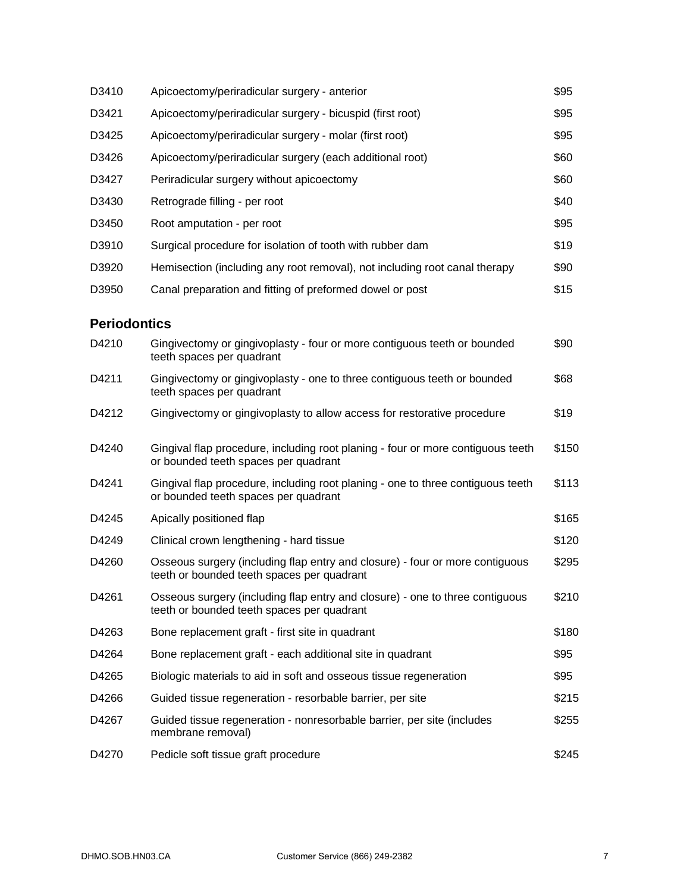| | | |
|---|---|---|
| D3410 | Apicoectomy/periradicular surgery - anterior | $95 |
| D3421 | Apicoectomy/periradicular surgery - bicuspid (first root) | $95 |
| D3425 | Apicoectomy/periradicular surgery - molar (first root) | $95 |
| D3426 | Apicoectomy/periradicular surgery (each additional root) | $60 |
| D3427 | Periradicular surgery without apicoectomy | $60 |
| D3430 | Retrograde filling - per root | $40 |
| D3450 | Root amputation - per root | $95 |
| D3910 | Surgical procedure for isolation of tooth with rubber dam | $19 |
| D3920 | Hemisection (including any root removal), not including root canal therapy | $90 |
| D3950 | Canal preparation and fitting of preformed dowel or post | $15 |

## Periodontics

| | | |
|---|---|---|
| D4210 | Gingivectomy or gingivoplasty - four or more contiguous teeth or bounded teeth spaces per quadrant | $90 |
| D4211 | Gingivectomy or gingivoplasty - one to three contiguous teeth or bounded teeth spaces per quadrant | $68 |
| D4212 | Gingivectomy or gingivoplasty to allow access for restorative procedure | $19 |
| D4240 | Gingival flap procedure, including root planing - four or more contiguous teeth or bounded teeth spaces per quadrant | $150 |
| D4241 | Gingival flap procedure, including root planing - one to three contiguous teeth or bounded teeth spaces per quadrant | $113 |
| D4245 | Apically positioned flap | $165 |
| D4249 | Clinical crown lengthening - hard tissue | $120 |
| D4260 | Osseous surgery (including flap entry and closure) - four or more contiguous teeth or bounded teeth spaces per quadrant | $295 |
| D4261 | Osseous surgery (including flap entry and closure) - one to three contiguous teeth or bounded teeth spaces per quadrant | $210 |
| D4263 | Bone replacement graft - first site in quadrant | $180 |
| D4264 | Bone replacement graft - each additional site in quadrant | $95 |
| D4265 | Biologic materials to aid in soft and osseous tissue regeneration | $95 |
| D4266 | Guided tissue regeneration - resorbable barrier, per site | $215 |
| D4267 | Guided tissue regeneration - nonresorbable barrier, per site (includes membrane removal) | $255 |
| D4270 | Pedicle soft tissue graft procedure | $245 |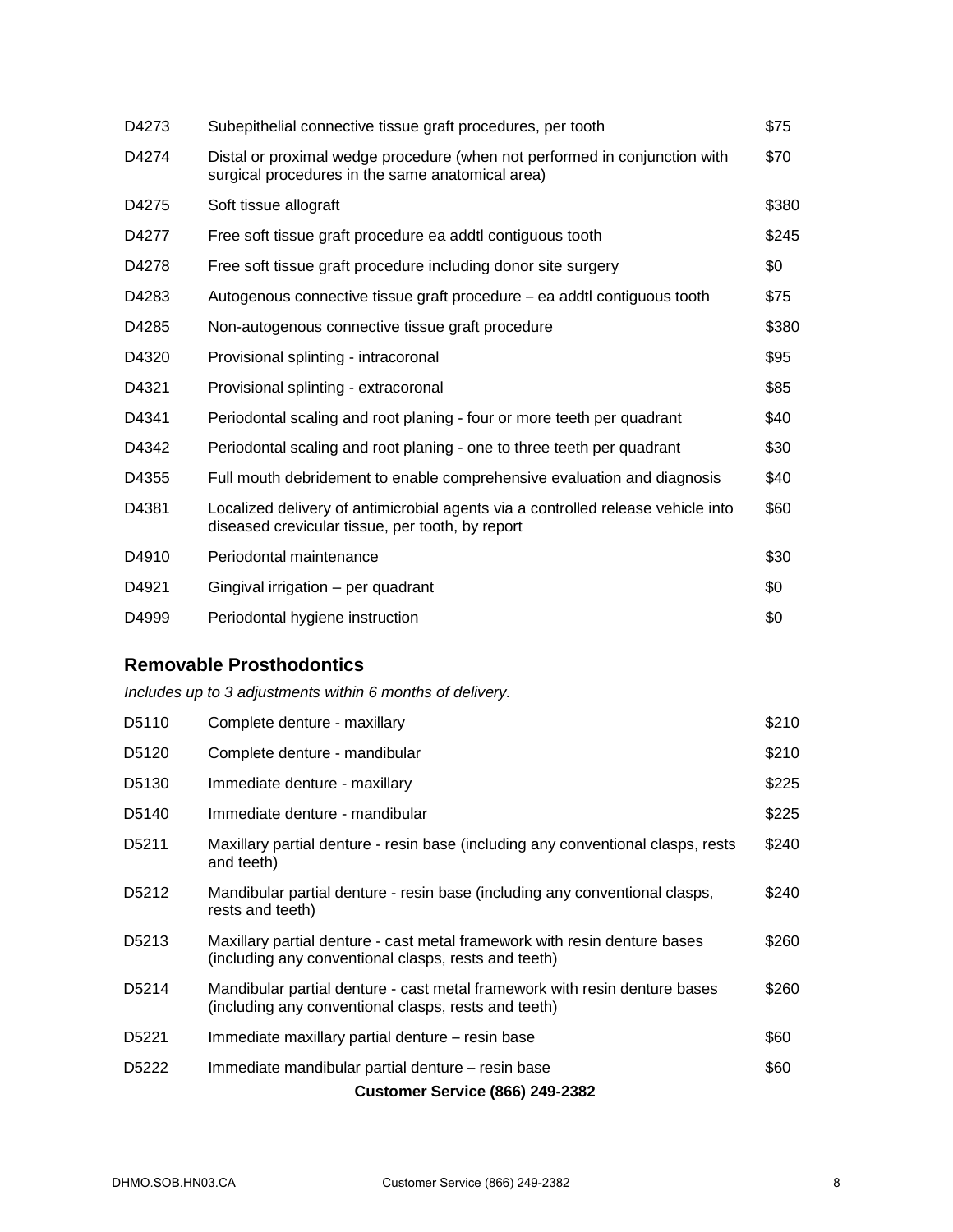| | | |
|---|---|---|
| D4273 | Subepithelial connective tissue graft procedures, per tooth | $75 |
| D4274 | Distal or proximal wedge procedure (when not performed in conjunction with surgical procedures in the same anatomical area) | $70 |
| D4275 | Soft tissue allograft | $380 |
| D4277 | Free soft tissue graft procedure ea addtl contiguous tooth | $245 |
| D4278 | Free soft tissue graft procedure including donor site surgery | $0 |
| D4283 | Autogenous connective tissue graft procedure – ea addtl contiguous tooth | $75 |
| D4285 | Non-autogenous connective tissue graft procedure | $380 |
| D4320 | Provisional splinting - intracoronal | $95 |
| D4321 | Provisional splinting - extracoronal | $85 |
| D4341 | Periodontal scaling and root planing - four or more teeth per quadrant | $40 |
| D4342 | Periodontal scaling and root planing - one to three teeth per quadrant | $30 |
| D4355 | Full mouth debridement to enable comprehensive evaluation and diagnosis | $40 |
| D4381 | Localized delivery of antimicrobial agents via a controlled release vehicle into diseased crevicular tissue, per tooth, by report | $60 |
| D4910 | Periodontal maintenance | $30 |
| D4921 | Gingival irrigation – per quadrant | $0 |
| D4999 | Periodontal hygiene instruction | $0 |

## Removable Prosthodontics

*Includes up to 3 adjustments within 6 months of delivery.*

| | | |
|---|---|---|
| D5110 | Complete denture - maxillary | $210 |
| D5120 | Complete denture - mandibular | $210 |
| D5130 | Immediate denture - maxillary | $225 |
| D5140 | Immediate denture - mandibular | $225 |
| D5211 | Maxillary partial denture - resin base (including any conventional clasps, rests and teeth) | $240 |
| D5212 | Mandibular partial denture - resin base (including any conventional clasps, rests and teeth) | $240 |
| D5213 | Maxillary partial denture - cast metal framework with resin denture bases (including any conventional clasps, rests and teeth) | $260 |
| D5214 | Mandibular partial denture - cast metal framework with resin denture bases (including any conventional clasps, rests and teeth) | $260 |
| D5221 | Immediate maxillary partial denture – resin base | $60 |
| D5222 | Immediate mandibular partial denture – resin base | $60 |

**Customer Service (866) 249-2382**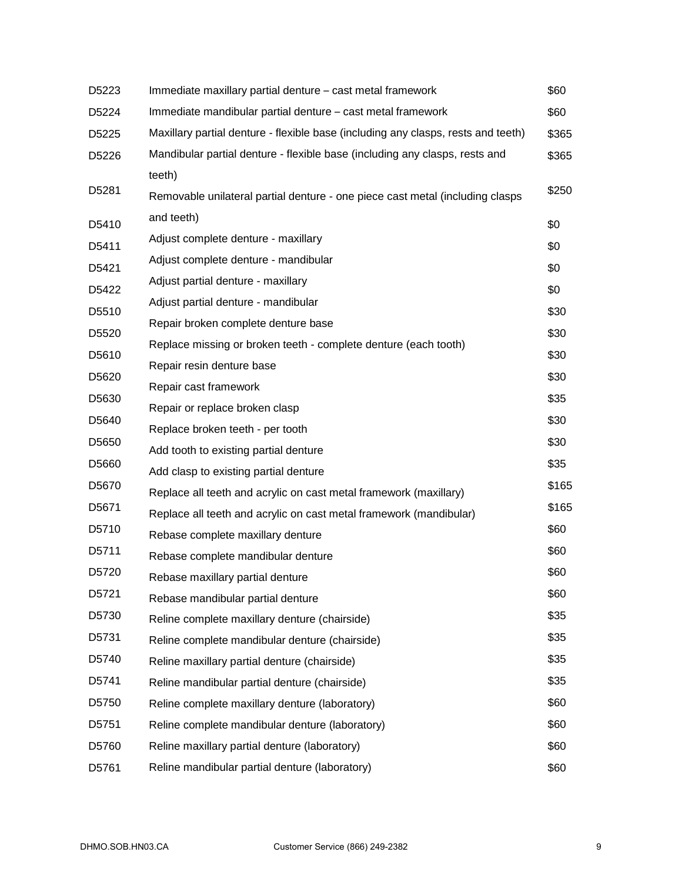| | | |
|---|---|---|
| D5223 | Immediate maxillary partial denture – cast metal framework | $60 |
| D5224 | Immediate mandibular partial denture – cast metal framework | $60 |
| D5225 | Maxillary partial denture - flexible base (including any clasps, rests and teeth) | $365 |
| D5226 | Mandibular partial denture - flexible base (including any clasps, rests and teeth) | $365 |
| D5281 | Removable unilateral partial denture - one piece cast metal (including clasps and teeth) | $250 |
| D5410 | Adjust complete denture - maxillary | $0 |
| D5411 | Adjust complete denture - mandibular | $0 |
| D5421 | Adjust partial denture - maxillary | $0 |
| D5422 | Adjust partial denture - mandibular | $0 |
| D5510 | Repair broken complete denture base | $30 |
| D5520 | Replace missing or broken teeth - complete denture (each tooth) | $30 |
| D5610 | Repair resin denture base | $30 |
| D5620 | Repair cast framework | $30 |
| D5630 | Repair or replace broken clasp | $35 |
| D5640 | Replace broken teeth - per tooth | $30 |
| D5650 | Add tooth to existing partial denture | $30 |
| D5660 | Add clasp to existing partial denture | $35 |
| D5670 | Replace all teeth and acrylic on cast metal framework (maxillary) | $165 |
| D5671 | Replace all teeth and acrylic on cast metal framework (mandibular) | $165 |
| D5710 | Rebase complete maxillary denture | $60 |
| D5711 | Rebase complete mandibular denture | $60 |
| D5720 | Rebase maxillary partial denture | $60 |
| D5721 | Rebase mandibular partial denture | $60 |
| D5730 | Reline complete maxillary denture (chairside) | $35 |
| D5731 | Reline complete mandibular denture (chairside) | $35 |
| D5740 | Reline maxillary partial denture (chairside) | $35 |
| D5741 | Reline mandibular partial denture (chairside) | $35 |
| D5750 | Reline complete maxillary denture (laboratory) | $60 |
| D5751 | Reline complete mandibular denture (laboratory) | $60 |
| D5760 | Reline maxillary partial denture (laboratory) | $60 |
| D5761 | Reline mandibular partial denture (laboratory) | $60 |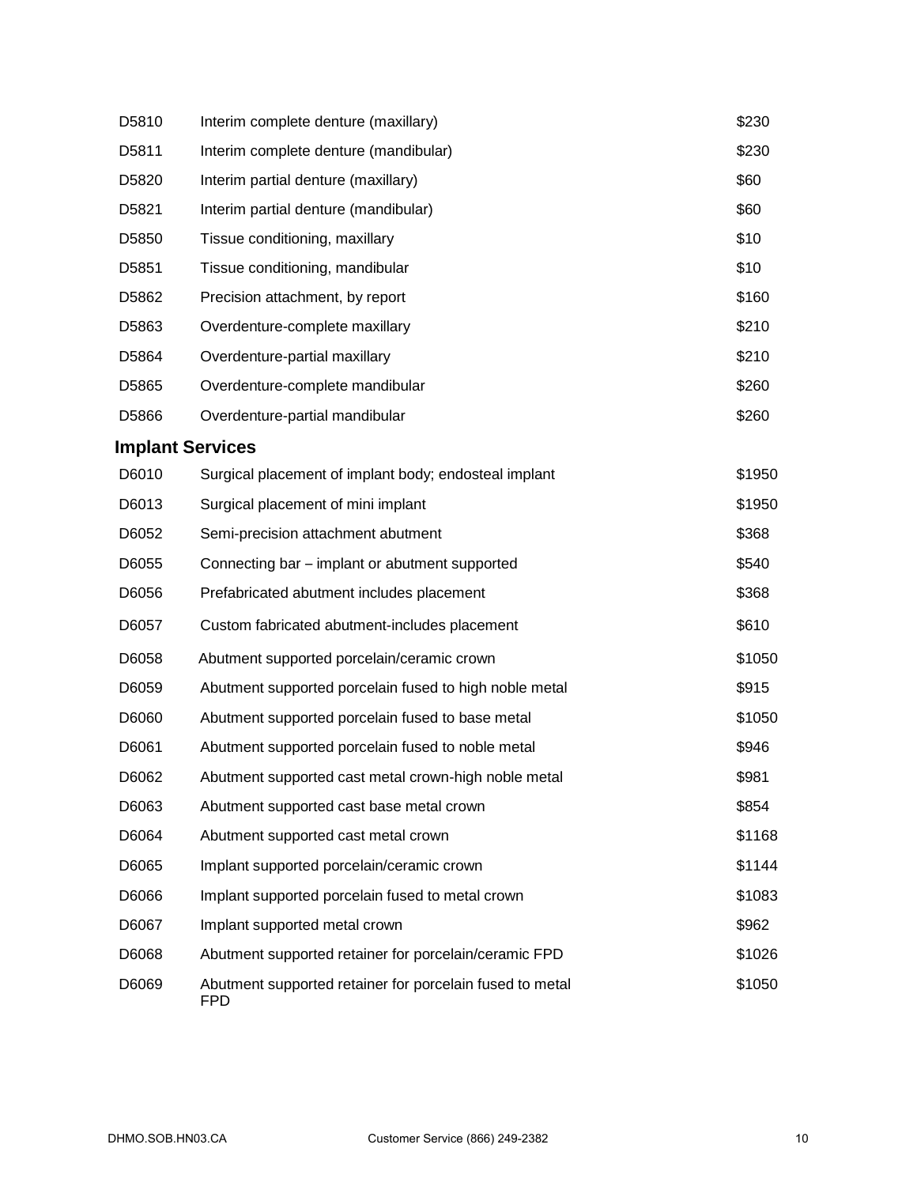| | | |
|---|---|---|
| D5810 | Interim complete denture (maxillary) | $230 |
| D5811 | Interim complete denture (mandibular) | $230 |
| D5820 | Interim partial denture (maxillary) | $60 |
| D5821 | Interim partial denture (mandibular) | $60 |
| D5850 | Tissue conditioning, maxillary | $10 |
| D5851 | Tissue conditioning, mandibular | $10 |
| D5862 | Precision attachment, by report | $160 |
| D5863 | Overdenture-complete maxillary | $210 |
| D5864 | Overdenture-partial maxillary | $210 |
| D5865 | Overdenture-complete mandibular | $260 |
| D5866 | Overdenture-partial mandibular | $260 |

### Implant Services

| | | |
|---|---|---|
| D6010 | Surgical placement of implant body; endosteal implant | $1950 |
| D6013 | Surgical placement of mini implant | $1950 |
| D6052 | Semi-precision attachment abutment | $368 |
| D6055 | Connecting bar – implant or abutment supported | $540 |
| D6056 | Prefabricated abutment includes placement | $368 |
| D6057 | Custom fabricated abutment-includes placement | $610 |
| D6058 | Abutment supported porcelain/ceramic crown | $1050 |
| D6059 | Abutment supported porcelain fused to high noble metal | $915 |
| D6060 | Abutment supported porcelain fused to base metal | $1050 |
| D6061 | Abutment supported porcelain fused to noble metal | $946 |
| D6062 | Abutment supported cast metal crown-high noble metal | $981 |
| D6063 | Abutment supported cast base metal crown | $854 |
| D6064 | Abutment supported cast metal crown | $1168 |
| D6065 | Implant supported porcelain/ceramic crown | $1144 |
| D6066 | Implant supported porcelain fused to metal crown | $1083 |
| D6067 | Implant supported metal crown | $962 |
| D6068 | Abutment supported retainer for porcelain/ceramic FPD | $1026 |
| D6069 | Abutment supported retainer for porcelain fused to metal FPD | $1050 |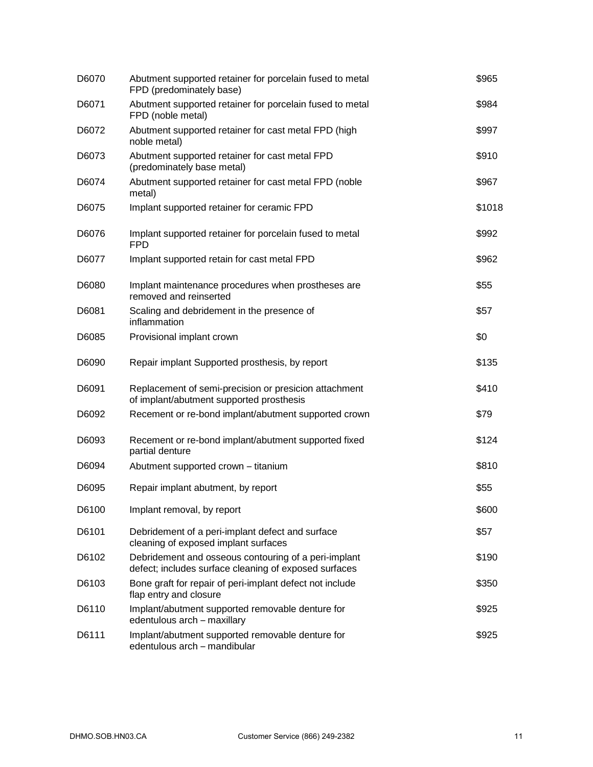| | | |
|---|---|---|
| D6070 | Abutment supported retainer for porcelain fused to metal FPD (predominately base) | $965 |
| D6071 | Abutment supported retainer for porcelain fused to metal FPD (noble metal) | $984 |
| D6072 | Abutment supported retainer for cast metal FPD (high noble metal) | $997 |
| D6073 | Abutment supported retainer for cast metal FPD (predominately base metal) | $910 |
| D6074 | Abutment supported retainer for cast metal FPD (noble metal) | $967 |
| D6075 | Implant supported retainer for ceramic FPD | $1018 |
| D6076 | Implant supported retainer for porcelain fused to metal FPD | $992 |
| D6077 | Implant supported retain for cast metal FPD | $962 |
| D6080 | Implant maintenance procedures when prostheses are removed and reinserted | $55 |
| D6081 | Scaling and debridement in the presence of inflammation | $57 |
| D6085 | Provisional implant crown | $0 |
| D6090 | Repair implant Supported prosthesis, by report | $135 |
| D6091 | Replacement of semi-precision or presicion attachment of implant/abutment supported prosthesis | $410 |
| D6092 | Recement or re-bond implant/abutment supported crown | $79 |
| D6093 | Recement or re-bond implant/abutment supported fixed partial denture | $124 |
| D6094 | Abutment supported crown – titanium | $810 |
| D6095 | Repair implant abutment, by report | $55 |
| D6100 | Implant removal, by report | $600 |
| D6101 | Debridement of a peri-implant defect and surface cleaning of exposed implant surfaces | $57 |
| D6102 | Debridement and osseous contouring of a peri-implant defect; includes surface cleaning of exposed surfaces | $190 |
| D6103 | Bone graft for repair of peri-implant defect not include flap entry and closure | $350 |
| D6110 | Implant/abutment supported removable denture for edentulous arch – maxillary | $925 |
| D6111 | Implant/abutment supported removable denture for edentulous arch – mandibular | $925 |

DHMO.SOB.HN03.CA Customer Service (866) 249-2382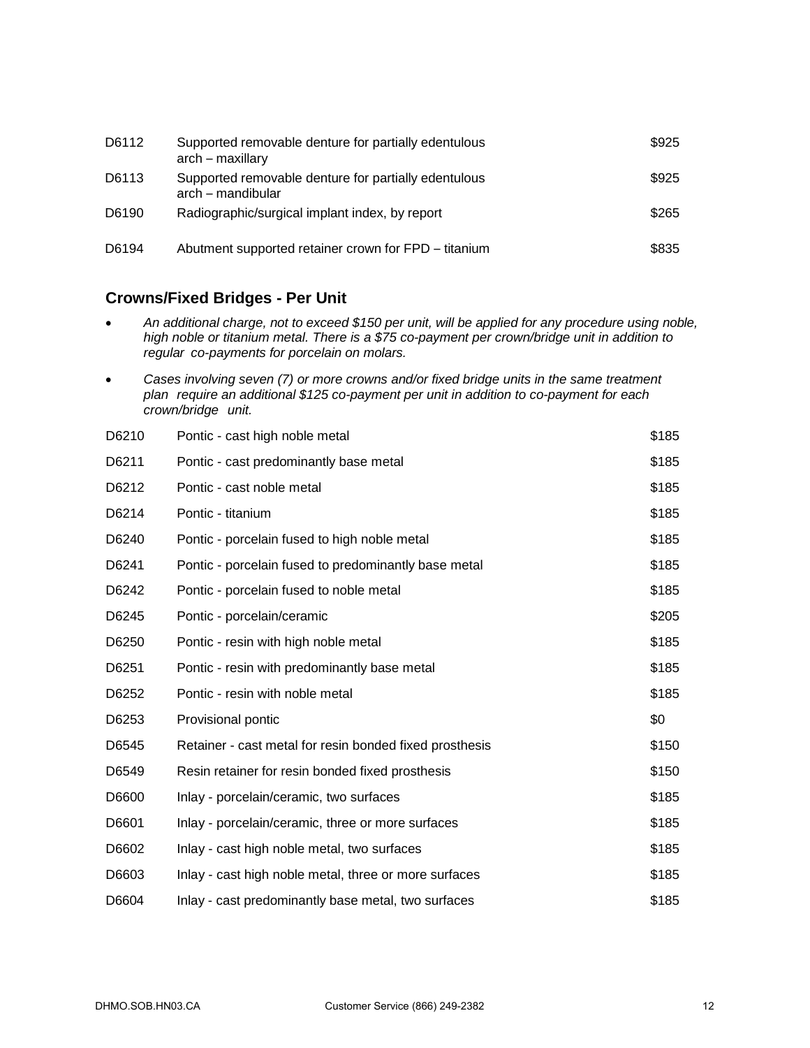| | | |
|---|---|---|
| D6112 | Supported removable denture for partially edentulous arch – maxillary | $925 |
| D6113 | Supported removable denture for partially edentulous arch – mandibular | $925 |
| D6190 | Radiographic/surgical implant index, by report | $265 |
| D6194 | Abutment supported retainer crown for FPD – titanium | $835 |

### Crowns/Fixed Bridges - Per Unit

- *An additional charge, not to exceed $150 per unit, will be applied for any procedure using noble, high noble or titanium metal. There is a $75 co-payment per crown/bridge unit in addition to regular co-payments for porcelain on molars.*
- *Cases involving seven (7) or more crowns and/or fixed bridge units in the same treatment plan require an additional $125 co-payment per unit in addition to co-payment for each crown/bridge unit.*

| | | |
|---|---|---|
| D6210 | Pontic - cast high noble metal | $185 |
| D6211 | Pontic - cast predominantly base metal | $185 |
| D6212 | Pontic - cast noble metal | $185 |
| D6214 | Pontic - titanium | $185 |
| D6240 | Pontic - porcelain fused to high noble metal | $185 |
| D6241 | Pontic - porcelain fused to predominantly base metal | $185 |
| D6242 | Pontic - porcelain fused to noble metal | $185 |
| D6245 | Pontic - porcelain/ceramic | $205 |
| D6250 | Pontic - resin with high noble metal | $185 |
| D6251 | Pontic - resin with predominantly base metal | $185 |
| D6252 | Pontic - resin with noble metal | $185 |
| D6253 | Provisional pontic | $0 |
| D6545 | Retainer - cast metal for resin bonded fixed prosthesis | $150 |
| D6549 | Resin retainer for resin bonded fixed prosthesis | $150 |
| D6600 | Inlay - porcelain/ceramic, two surfaces | $185 |
| D6601 | Inlay - porcelain/ceramic, three or more surfaces | $185 |
| D6602 | Inlay - cast high noble metal, two surfaces | $185 |
| D6603 | Inlay - cast high noble metal, three or more surfaces | $185 |
| D6604 | Inlay - cast predominantly base metal, two surfaces | $185 |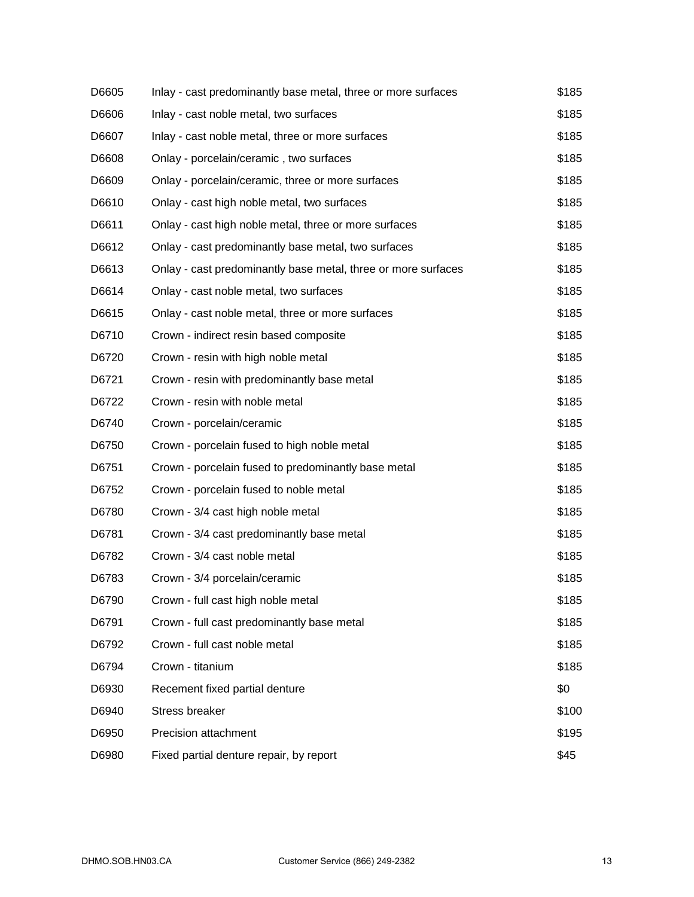| | | |
|---|---|---|
| D6605 | Inlay - cast predominantly base metal, three or more surfaces | $185 |
| D6606 | Inlay - cast noble metal, two surfaces | $185 |
| D6607 | Inlay - cast noble metal, three or more surfaces | $185 |
| D6608 | Onlay - porcelain/ceramic , two surfaces | $185 |
| D6609 | Onlay - porcelain/ceramic, three or more surfaces | $185 |
| D6610 | Onlay - cast high noble metal, two surfaces | $185 |
| D6611 | Onlay - cast high noble metal, three or more surfaces | $185 |
| D6612 | Onlay - cast predominantly base metal, two surfaces | $185 |
| D6613 | Onlay - cast predominantly base metal, three or more surfaces | $185 |
| D6614 | Onlay - cast noble metal, two surfaces | $185 |
| D6615 | Onlay - cast noble metal, three or more surfaces | $185 |
| D6710 | Crown - indirect resin based composite | $185 |
| D6720 | Crown - resin with high noble metal | $185 |
| D6721 | Crown - resin with predominantly base metal | $185 |
| D6722 | Crown - resin with noble metal | $185 |
| D6740 | Crown - porcelain/ceramic | $185 |
| D6750 | Crown - porcelain fused to high noble metal | $185 |
| D6751 | Crown - porcelain fused to predominantly base metal | $185 |
| D6752 | Crown - porcelain fused to noble metal | $185 |
| D6780 | Crown - 3/4 cast high noble metal | $185 |
| D6781 | Crown - 3/4 cast predominantly base metal | $185 |
| D6782 | Crown - 3/4 cast noble metal | $185 |
| D6783 | Crown - 3/4 porcelain/ceramic | $185 |
| D6790 | Crown - full cast high noble metal | $185 |
| D6791 | Crown - full cast predominantly base metal | $185 |
| D6792 | Crown - full cast noble metal | $185 |
| D6794 | Crown - titanium | $185 |
| D6930 | Recement fixed partial denture | $0 |
| D6940 | Stress breaker | $100 |
| D6950 | Precision attachment | $195 |
| D6980 | Fixed partial denture repair, by report | $45 |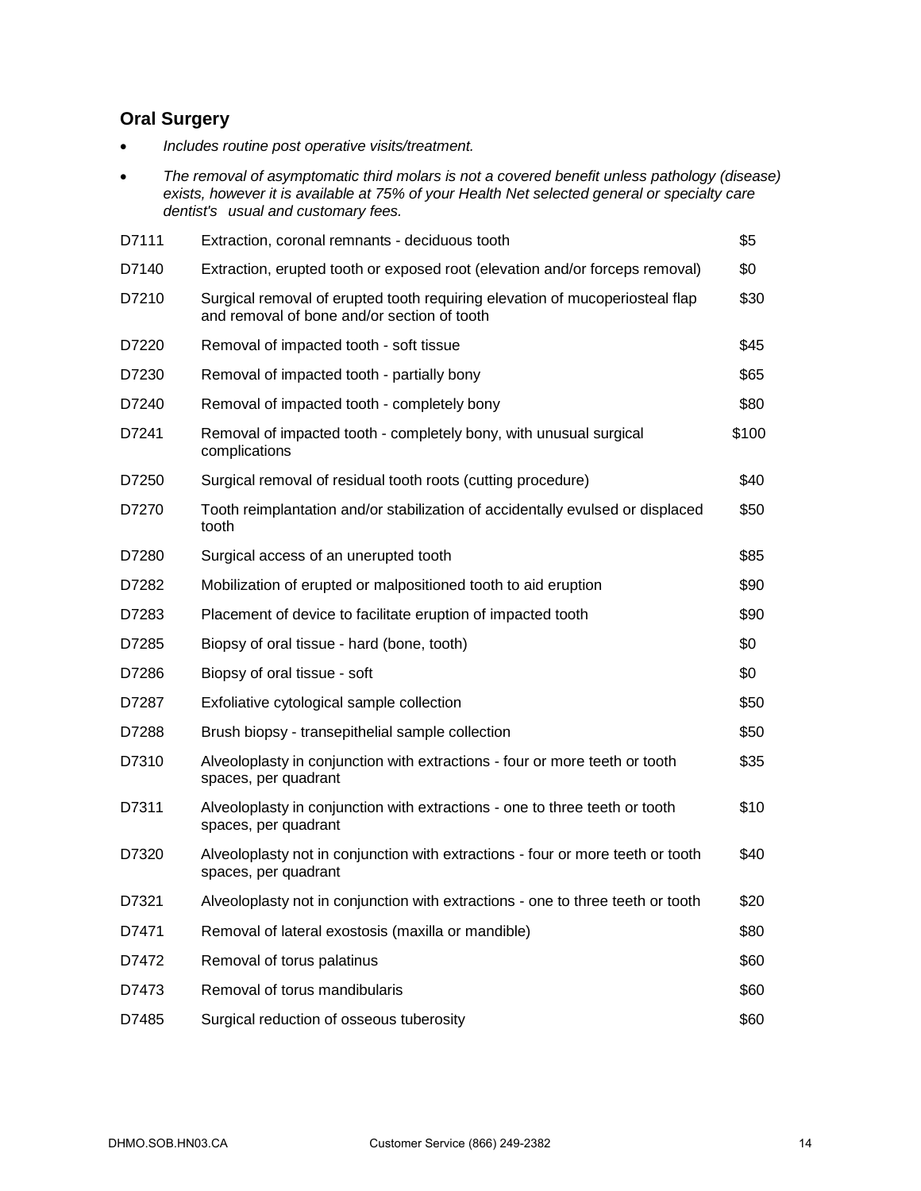## Oral Surgery

- *Includes routine post operative visits/treatment.*
- *The removal of asymptomatic third molars is not a covered benefit unless pathology (disease) exists, however it is available at 75% of your Health Net selected general or specialty care dentist's usual and customary fees.*

| | | |
|---|---|---|
| D7111 | Extraction, coronal remnants - deciduous tooth | $5 |
| D7140 | Extraction, erupted tooth or exposed root (elevation and/or forceps removal) | $0 |
| D7210 | Surgical removal of erupted tooth requiring elevation of mucoperiosteal flap and removal of bone and/or section of tooth | $30 |
| D7220 | Removal of impacted tooth - soft tissue | $45 |
| D7230 | Removal of impacted tooth - partially bony | $65 |
| D7240 | Removal of impacted tooth - completely bony | $80 |
| D7241 | Removal of impacted tooth - completely bony, with unusual surgical complications | $100 |
| D7250 | Surgical removal of residual tooth roots (cutting procedure) | $40 |
| D7270 | Tooth reimplantation and/or stabilization of accidentally evulsed or displaced tooth | $50 |
| D7280 | Surgical access of an unerupted tooth | $85 |
| D7282 | Mobilization of erupted or malpositioned tooth to aid eruption | $90 |
| D7283 | Placement of device to facilitate eruption of impacted tooth | $90 |
| D7285 | Biopsy of oral tissue - hard (bone, tooth) | $0 |
| D7286 | Biopsy of oral tissue - soft | $0 |
| D7287 | Exfoliative cytological sample collection | $50 |
| D7288 | Brush biopsy - transepithelial sample collection | $50 |
| D7310 | Alveoloplasty in conjunction with extractions - four or more teeth or tooth spaces, per quadrant | $35 |
| D7311 | Alveoloplasty in conjunction with extractions - one to three teeth or tooth spaces, per quadrant | $10 |
| D7320 | Alveoloplasty not in conjunction with extractions - four or more teeth or tooth spaces, per quadrant | $40 |
| D7321 | Alveoloplasty not in conjunction with extractions - one to three teeth or tooth | $20 |
| D7471 | Removal of lateral exostosis (maxilla or mandible) | $80 |
| D7472 | Removal of torus palatinus | $60 |
| D7473 | Removal of torus mandibularis | $60 |
| D7485 | Surgical reduction of osseous tuberosity | $60 |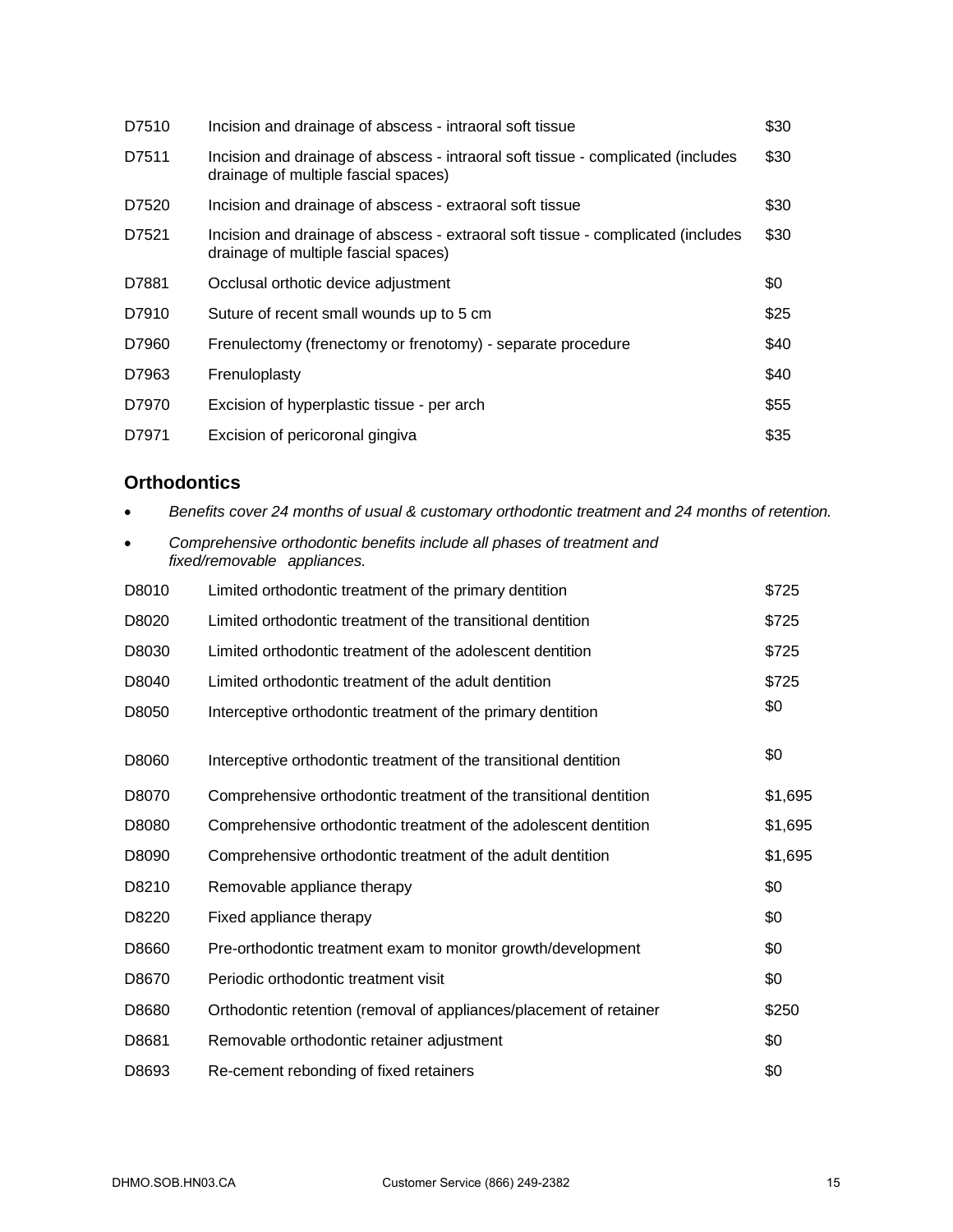| | | |
|---|---|---|
| D7510 | Incision and drainage of abscess - intraoral soft tissue | $30 |
| D7511 | Incision and drainage of abscess - intraoral soft tissue - complicated (includes drainage of multiple fascial spaces) | $30 |
| D7520 | Incision and drainage of abscess - extraoral soft tissue | $30 |
| D7521 | Incision and drainage of abscess - extraoral soft tissue - complicated (includes drainage of multiple fascial spaces) | $30 |
| D7881 | Occlusal orthotic device adjustment | $0 |
| D7910 | Suture of recent small wounds up to 5 cm | $25 |
| D7960 | Frenulectomy (frenectomy or frenotomy) - separate procedure | $40 |
| D7963 | Frenuloplasty | $40 |
| D7970 | Excision of hyperplastic tissue - per arch | $55 |
| D7971 | Excision of pericoronal gingiva | $35 |

### Orthodontics

- *Benefits cover 24 months of usual & customary orthodontic treatment and 24 months of retention.*
- *Comprehensive orthodontic benefits include all phases of treatment and fixed/removable appliances.*

| | | |
|---|---|---|
| D8010 | Limited orthodontic treatment of the primary dentition | $725 |
| D8020 | Limited orthodontic treatment of the transitional dentition | $725 |
| D8030 | Limited orthodontic treatment of the adolescent dentition | $725 |
| D8040 | Limited orthodontic treatment of the adult dentition | $725 |
| D8050 | Interceptive orthodontic treatment of the primary dentition | $0 |
| D8060 | Interceptive orthodontic treatment of the transitional dentition | $0 |
| D8070 | Comprehensive orthodontic treatment of the transitional dentition | $1,695 |
| D8080 | Comprehensive orthodontic treatment of the adolescent dentition | $1,695 |
| D8090 | Comprehensive orthodontic treatment of the adult dentition | $1,695 |
| D8210 | Removable appliance therapy | $0 |
| D8220 | Fixed appliance therapy | $0 |
| D8660 | Pre-orthodontic treatment exam to monitor growth/development | $0 |
| D8670 | Periodic orthodontic treatment visit | $0 |
| D8680 | Orthodontic retention (removal of appliances/placement of retainer | $250 |
| D8681 | Removable orthodontic retainer adjustment | $0 |
| D8693 | Re-cement rebonding of fixed retainers | $0 |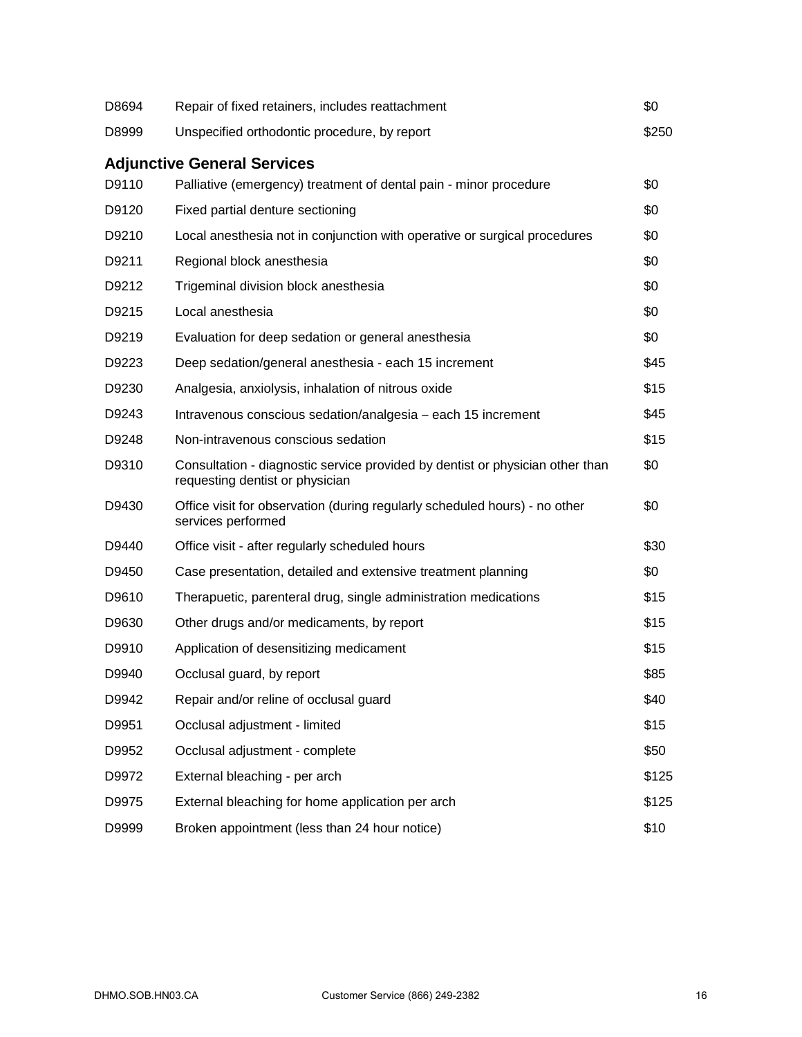| | | |
|---|---|---|
| D8694 | Repair of fixed retainers, includes reattachment | $0 |
| D8999 | Unspecified orthodontic procedure, by report | $250 |

### Adjunctive General Services

| | | |
|---|---|---|
| D9110 | Palliative (emergency) treatment of dental pain - minor procedure | $0 |
| D9120 | Fixed partial denture sectioning | $0 |
| D9210 | Local anesthesia not in conjunction with operative or surgical procedures | $0 |
| D9211 | Regional block anesthesia | $0 |
| D9212 | Trigeminal division block anesthesia | $0 |
| D9215 | Local anesthesia | $0 |
| D9219 | Evaluation for deep sedation or general anesthesia | $0 |
| D9223 | Deep sedation/general anesthesia - each 15 increment | $45 |
| D9230 | Analgesia, anxiolysis, inhalation of nitrous oxide | $15 |
| D9243 | Intravenous conscious sedation/analgesia – each 15 increment | $45 |
| D9248 | Non-intravenous conscious sedation | $15 |
| D9310 | Consultation - diagnostic service provided by dentist or physician other than requesting dentist or physician | $0 |
| D9430 | Office visit for observation (during regularly scheduled hours) - no other services performed | $0 |
| D9440 | Office visit - after regularly scheduled hours | $30 |
| D9450 | Case presentation, detailed and extensive treatment planning | $0 |
| D9610 | Therapuetic, parenteral drug, single administration medications | $15 |
| D9630 | Other drugs and/or medicaments, by report | $15 |
| D9910 | Application of desensitizing medicament | $15 |
| D9940 | Occlusal guard, by report | $85 |
| D9942 | Repair and/or reline of occlusal guard | $40 |
| D9951 | Occlusal adjustment - limited | $15 |
| D9952 | Occlusal adjustment - complete | $50 |
| D9972 | External bleaching - per arch | $125 |
| D9975 | External bleaching for home application per arch | $125 |
| D9999 | Broken appointment (less than 24 hour notice) | $10 |